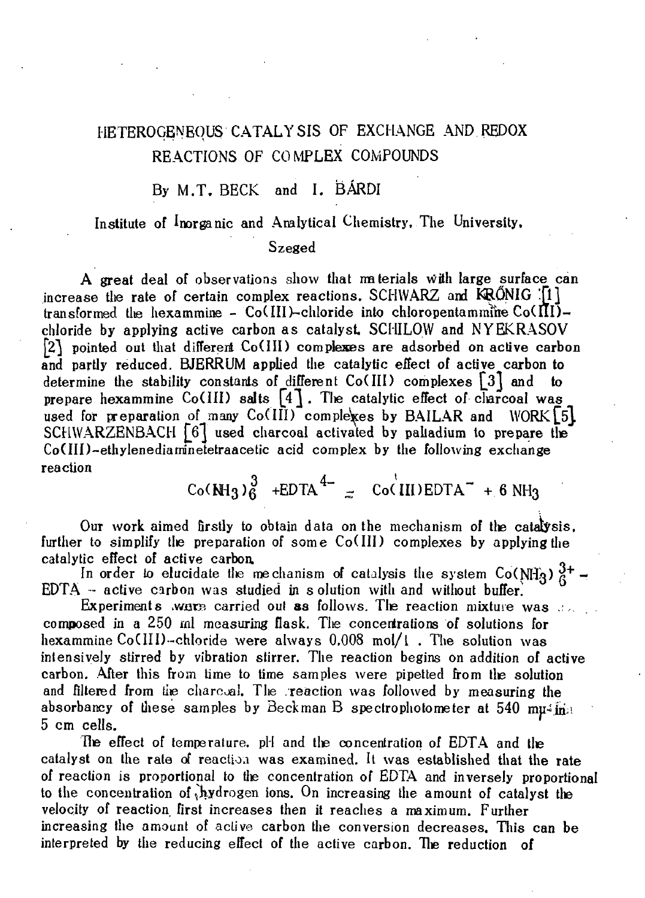# HETEROGENEOUS CATALYSIS OF EXCHANGE AND REDOX REACTIONS OF COMPLEX COMPOUNDS

By M.T. BECK and I. BÁRDI

Institute of Inorganic and Analytical Chemistry, The University, Szeged

A great deal of observations show that materials with large surface can increase the rate of certain complex reactions. SCHWARZ and KRÖNIG [1] transformed the hexammine - Co(III)-chloride into chloropentammine Co(III)-chloride by applying active carbon as catalyst. SCHILOW and NYEKRASOV [2] pointed out that different Co(III) complexes are adsorbed on active carbon and partly reduced. BJERRUM applied the catalytic effect of active carbon to determine the stability constants of different Co(III) complexes [3] and to prepare hexammine Co(III) salts [4]. The catalytic effect of charcoal was used for preparation of many Co(III) complexes by BAILAR and WORK [5]. SCHWARZENBACH [6] used charcoal activated by palladium to prepare the Co(III)-ethylenediaminetetraacetic acid complex by the following exchange reaction

$$Co(NH_3)_6^{3+} + EDTA^{4-} \rightleftharpoons Co(III)EDTA^- + 6\,NH_3$$

Our work aimed firstly to obtain data on the mechanism of the catalysis, further to simplify the preparation of some Co(III) complexes by applying the catalytic effect of active carbon.

In order to elucidate the mechanism of catalysis the system $Co(NH_3)_6^{3+}$ - EDTA - active carbon was studied in solution with and without buffer.

Experiments were carried out as follows. The reaction mixture was composed in a 250 ml measuring flask. The concentrations of solutions for hexammine Co(III)-chloride were always 0,008 mol/l . The solution was intensively stirred by vibration stirrer. The reaction begins on addition of active carbon. After this from time to time samples were pipetted from the solution and filtered from the charcoal. The reaction was followed by measuring the absorbancy of these samples by Beckman B spectrophotometer at 540 mμ in 5 cm cells.

The effect of temperature, pH and the concentration of EDTA and the catalyst on the rate of reaction was examined. It was established that the rate of reaction is proportional to the concentration of EDTA and inversely proportional to the concentration of hydrogen ions. On increasing the amount of catalyst the velocity of reaction first increases then it reaches a maximum. Further increasing the amount of active carbon the conversion decreases. This can be interpreted by the reducing effect of the active carbon. The reduction of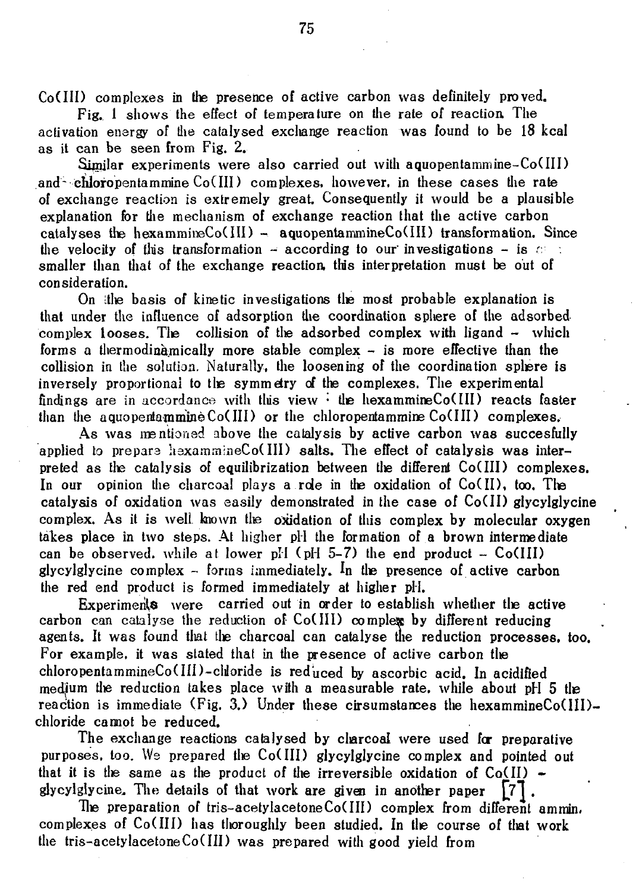Co(III) complexes in the presence of active carbon was definitely proved.

Fig. 1 shows the effect of temperature on the rate of reaction. The activation energy of the catalysed exchange reaction was found to be 18 kcal as it can be seen from Fig. 2.

Similar experiments were also carried out with aquopentammine-Co(III) and chloropentammine Co(III) complexes, however, in these cases the rate of exchange reaction is extremely great. Consequently it would be a plausible explanation for the mechanism of exchange reaction that the active carbon catalyses the hexammineCo(III) – aquopentammineCo(III) transformation. Since the velocity of this transformation – according to our investigations – is smaller than that of the exchange reaction, this interpretation must be out of consideration.

On the basis of kinetic investigations the most probable explanation is that under the influence of adsorption the coordination sphere of the adsorbed complex looses. The collision of the adsorbed complex with ligand – which forms a thermodinamically more stable complex – is more effective than the collision in the solution. Naturally, the loosening of the coordination sphere is inversely proportional to the symmetry of the complexes. The experimental findings are in accordance with this view : the hexammineCo(III) reacts faster than the aquopentammineCo(III) or the chloropentammine Co(III) complexes.

As was mentioned above the catalysis by active carbon was succesfully applied to prepare hexammineCo(III) salts. The effect of catalysis was interpreted as the catalysis of equilibrization between the different Co(III) complexes. In our opinion the charcoal plays a role in the oxidation of Co(II), too. The catalysis of oxidation was easily demonstrated in the case of Co(II) glycylglycine complex. As it is well known the oxidation of this complex by molecular oxygen takes place in two steps. At higher pH the formation of a brown intermediate can be observed, while at lower pH (pH 5–7) the end product – Co(III) glycylglycine complex – forms immediately. In the presence of active carbon the red end product is formed immediately at higher pH.

Experiments were carried out in order to establish whether the active carbon can catalyse the reduction of Co(III) complex by different reducing agents. It was found that the charcoal can catalyse the reduction processes, too. For example, it was stated that in the presence of active carbon the chloropentammineCo(III)-chloride is reduced by ascorbic acid. In acidified medium the reduction takes place with a measurable rate, while about pH 5 the reaction is immediate (Fig. 3.) Under these cirsumstances the hexammineCo(III)-chloride camot be reduced.

The exchange reactions catalysed by charcoal were used for preparative purposes, too. We prepared the Co(III) glycylglycine complex and pointed out that it is the same as the product of the irreversible oxidation of Co(II) – glycylglycine. The details of that work are given in another paper [7].

The preparation of tris-acetylacetoneCo(III) complex from different ammin. complexes of Co(III) has thoroughly been studied. In the course of that work the tris-acetylacetoneCo(III) was prepared with good yield from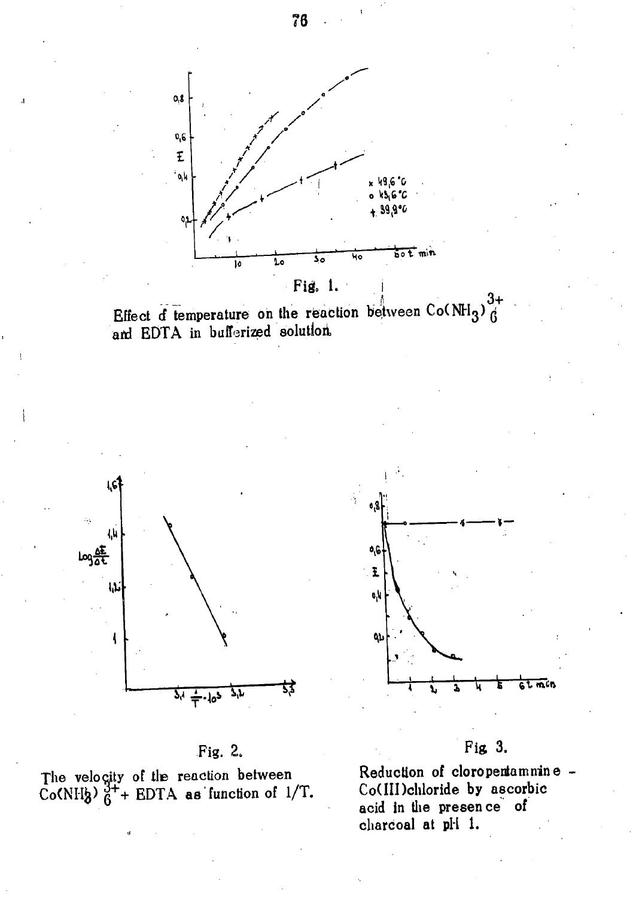Fig. 1.

Effect of temperature on the reaction between $Co(NH_3)_6^{3+}$ and EDTA in bufferized solution.

Fig. 2.

The velocity of the reaction between $Co(NH_3)_6^{3+}$ + EDTA as function of 1/T.

Fig. 3.

Reduction of cloropentammine - Co(III)chloride by ascorbic acid in the presence of charcoal at pH 1.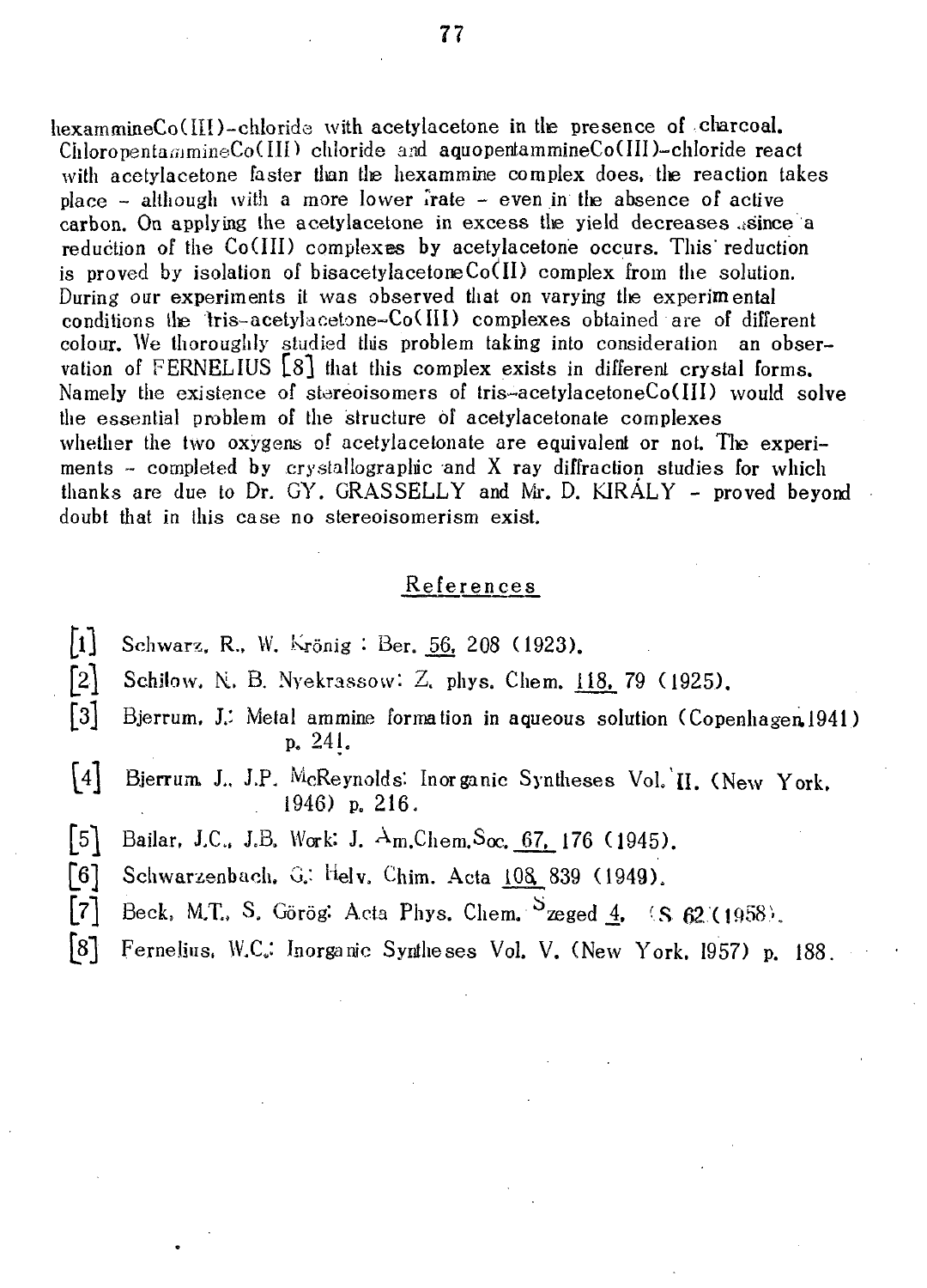hexammineCo(III)-chloride with acetylacetone in the presence of charcoal. ChloropentammineCo(III) chloride and aquopentammineCo(III)-chloride react with acetylacetone faster than the hexammine complex does, the reaction takes place – although with a more lower rate – even in the absence of active carbon. On applying the acetylacetone in excess the yield decreases since a reduction of the Co(III) complexes by acetylacetone occurs. This reduction is proved by isolation of bisacetylacetoneCo(II) complex from the solution. During our experiments it was observed that on varying the experimental conditions the tris-acetylacetone-Co(III) complexes obtained are of different colour. We thoroughly studied this problem taking into consideration an observation of FERNELIUS [8] that this complex exists in different crystal forms. Namely the existence of stereoisomers of tris-acetylacetoneCo(III) would solve the essential problem of the structure of acetylacetonate complexes whether the two oxygens of acetylacetonate are equivalent or not. The experiments – completed by crystallographic and X ray diffraction studies for which thanks are due to Dr. GY. GRASSELLY and Mr. D. KIRÁLY – proved beyond doubt that in this case no stereoisomerism exist.

## References

[1] Schwarz, R., W. Krönig : Ber. 56, 208 (1923).

[2] Schilow, N. B. Nyekrassow: Z. phys. Chem. 118, 79 (1925).

[3] Bjerrum, J.: Metal ammine formation in aqueous solution (Copenhagen 1941) p. 241.

[4] Bjerrum J., J.P. McReynolds: Inorganic Syntheses Vol. II. (New York, 1946) p. 216.

[5] Bailar, J.C., J.B. Work: J. Am.Chem.Soc. 67, 176 (1945).

[6] Schwarzenbach, G.: Helv. Chim. Acta 108, 839 (1949).

[7] Beck, M.T., S. Görög: Acta Phys. Chem. Szeged 4, (S 62 (1958).

[8] Fernelius, W.C.: Inorganic Syntheses Vol. V. (New York, 1957) p. 188.